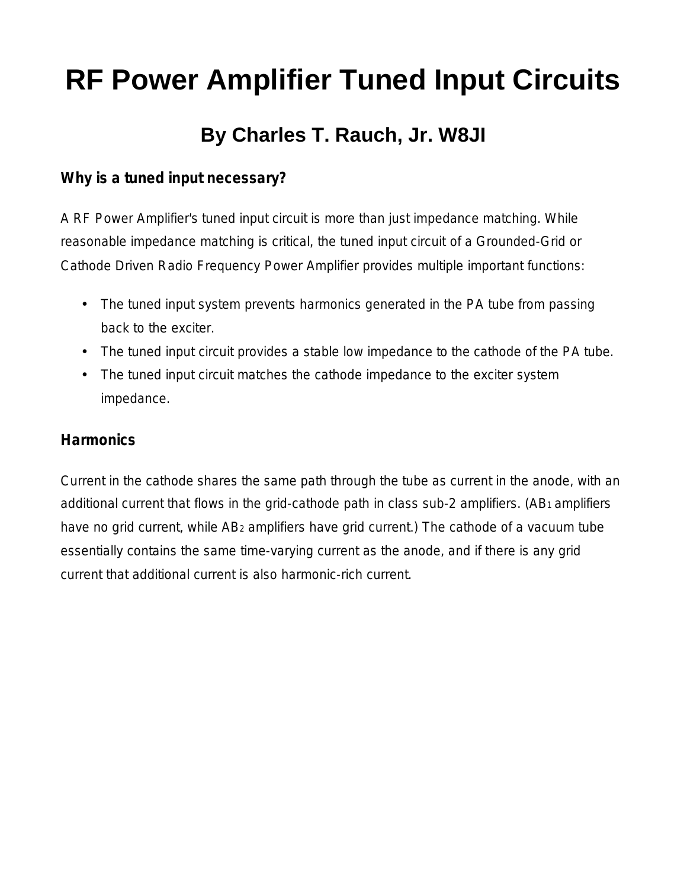# RF Power Amplifier Tuned Input Circuits

## By Charles T. Rauch, Jr. W8JI

### Why is a tuned input necessary?

A RF Power Amplifier's tuned input circuit is more than just impedance matching. While reasonable impedance matching is critical, the tuned input circuit of a Grounded-Grid or Cathode Driven Radio Frequency Power Amplifier provides multiple important functions:

- The tuned input system prevents harmonics generated in the PA tube from passing back to the exciter.
- The tuned input circuit provides a stable low impedance to the cathode of the PA tube.
- The tuned input circuit matches the cathode impedance to the exciter system impedance.

### Harmonics

Current in the cathode shares the same path through the tube as current in the anode, with an additional current that flows in the grid-cathode path in class sub-2 amplifiers. ($AB_1$ amplifiers have no grid current, while $AB_2$ amplifiers have grid current.) The cathode of a vacuum tube essentially contains the same time-varying current as the anode, and if there is any grid current that additional current is also harmonic-rich current.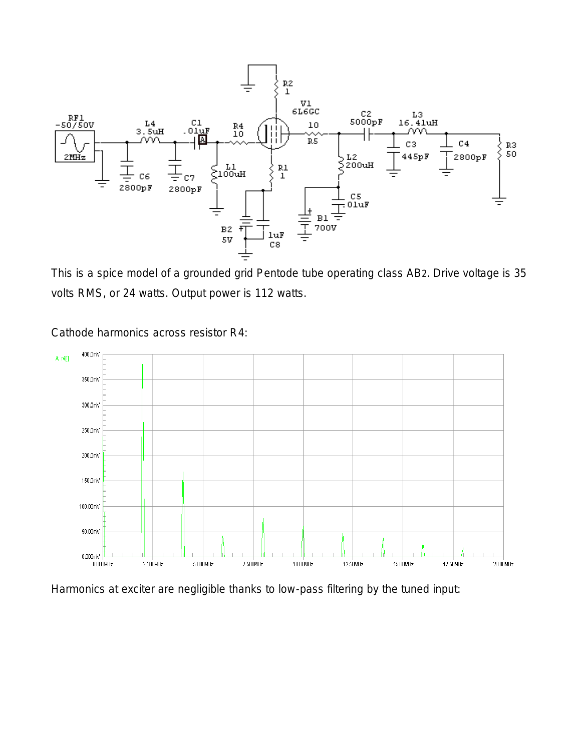This is a spice model of a grounded grid Pentode tube operating class AB2. Drive voltage is 35 volts RMS, or 24 watts. Output power is 112 watts.

Cathode harmonics across resistor R4:

Harmonics at exciter are negligible thanks to low-pass filtering by the tuned input: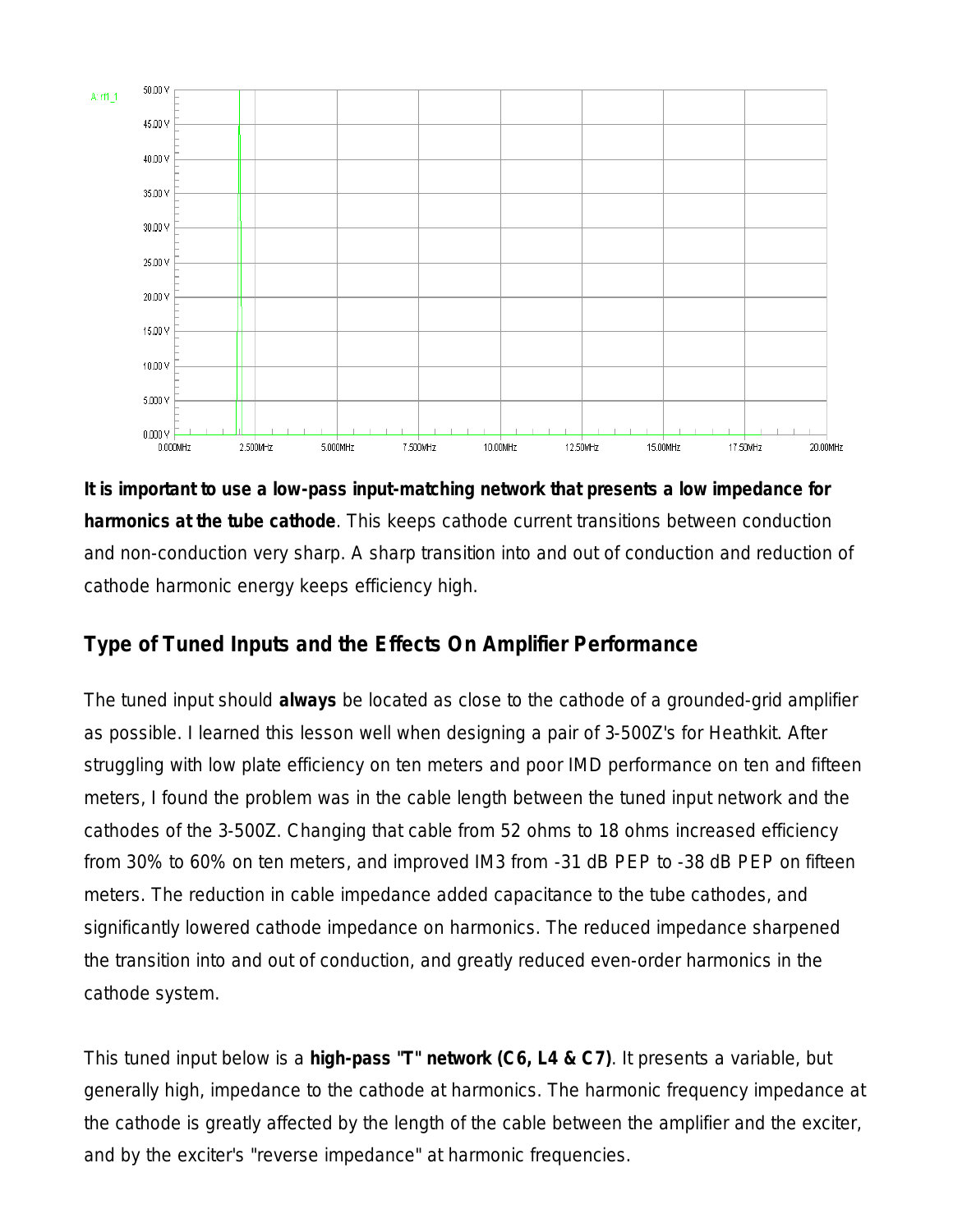**It is important to use a low-pass input-matching network that presents a low impedance for harmonics at the tube cathode**. This keeps cathode current transitions between conduction and non-conduction very sharp. A sharp transition into and out of conduction and reduction of cathode harmonic energy keeps efficiency high.

## Type of Tuned Inputs and the Effects On Amplifier Performance

The tuned input should **always** be located as close to the cathode of a grounded-grid amplifier as possible. I learned this lesson well when designing a pair of 3-500Z's for Heathkit. After struggling with low plate efficiency on ten meters and poor IMD performance on ten and fifteen meters, I found the problem was in the cable length between the tuned input network and the cathodes of the 3-500Z. Changing that cable from 52 ohms to 18 ohms increased efficiency from 30% to 60% on ten meters, and improved IM3 from -31 dB PEP to -38 dB PEP on fifteen meters. The reduction in cable impedance added capacitance to the tube cathodes, and significantly lowered cathode impedance on harmonics. The reduced impedance sharpened the transition into and out of conduction, and greatly reduced even-order harmonics in the cathode system.

This tuned input below is a **high-pass "T" network (C6, L4 & C7)**. It presents a variable, but generally high, impedance to the cathode at harmonics. The harmonic frequency impedance at the cathode is greatly affected by the length of the cable between the amplifier and the exciter, and by the exciter's "reverse impedance" at harmonic frequencies.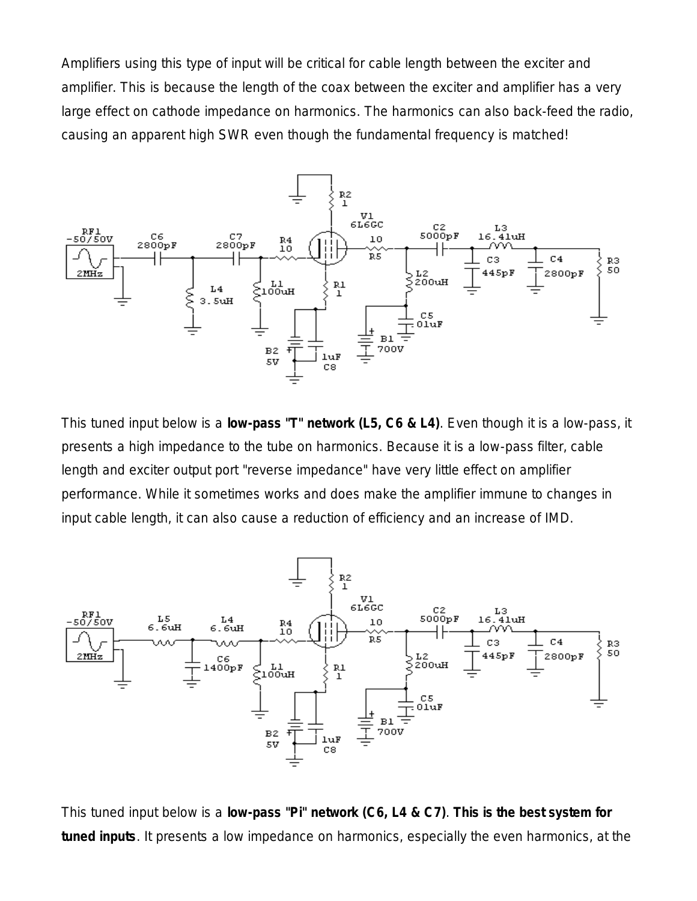Amplifiers using this type of input will be critical for cable length between the exciter and amplifier. This is because the length of the coax between the exciter and amplifier has a very large effect on cathode impedance on harmonics. The harmonics can also back-feed the radio, causing an apparent high SWR even though the fundamental frequency is matched!

This tuned input below is a **low-pass "T" network (L5, C6 & L4)**. Even though it is a low-pass, it presents a high impedance to the tube on harmonics. Because it is a low-pass filter, cable length and exciter output port "reverse impedance" have very little effect on amplifier performance. While it sometimes works and does make the amplifier immune to changes in input cable length, it can also cause a reduction of efficiency and an increase of IMD.

This tuned input below is a **low-pass "Pi" network (C6, L4 & C7)**. **This is the best system for tuned inputs**. It presents a low impedance on harmonics, especially the even harmonics, at the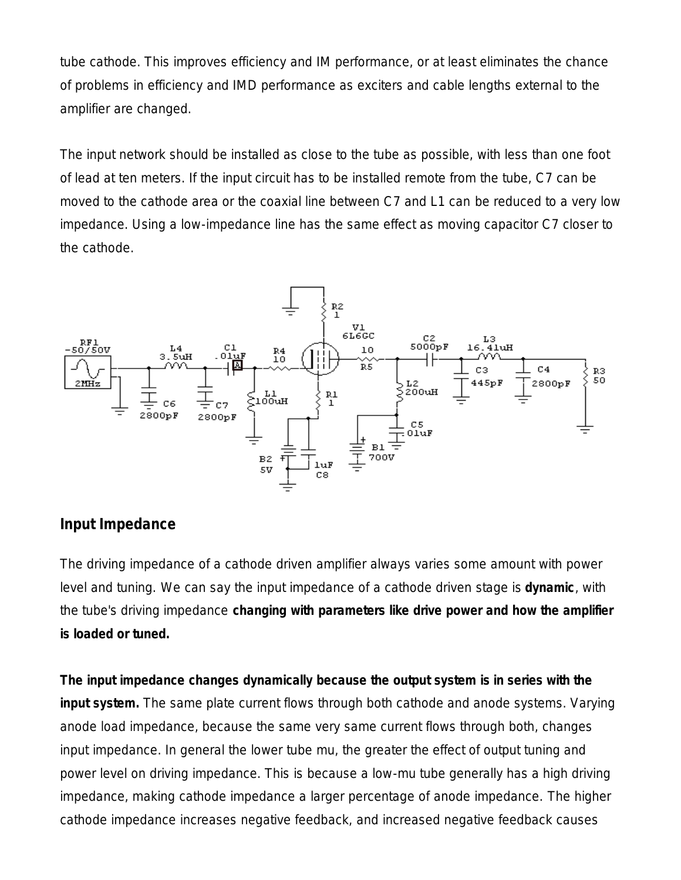tube cathode. This improves efficiency and IM performance, or at least eliminates the chance of problems in efficiency and IMD performance as exciters and cable lengths external to the amplifier are changed.

The input network should be installed as close to the tube as possible, with less than one foot of lead at ten meters. If the input circuit has to be installed remote from the tube, C7 can be moved to the cathode area or the coaxial line between C7 and L1 can be reduced to a very low impedance. Using a low-impedance line has the same effect as moving capacitor C7 closer to the cathode.

## Input Impedance

The driving impedance of a cathode driven amplifier always varies some amount with power level and tuning. We can say the input impedance of a cathode driven stage is **dynamic**, with the tube's driving impedance **changing with parameters like drive power and how the amplifier is loaded or tuned.**

**The input impedance changes dynamically because the output system is in series with the input system.** The same plate current flows through both cathode and anode systems. Varying anode load impedance, because the same very same current flows through both, changes input impedance. In general the lower tube mu, the greater the effect of output tuning and power level on driving impedance. This is because a low-mu tube generally has a high driving impedance, making cathode impedance a larger percentage of anode impedance. The higher cathode impedance increases negative feedback, and increased negative feedback causes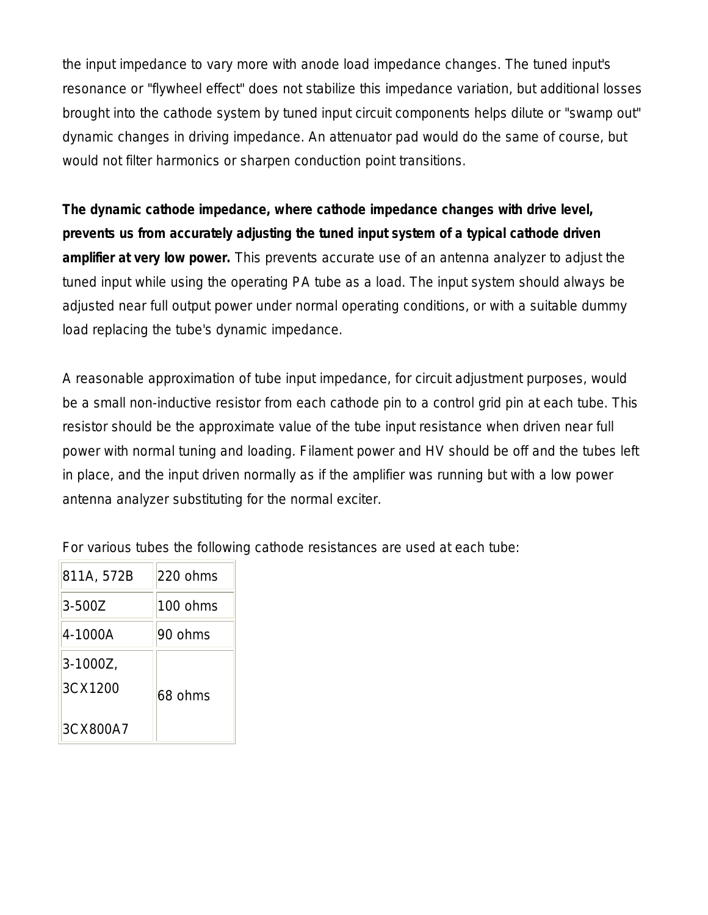the input impedance to vary more with anode load impedance changes. The tuned input's resonance or "flywheel effect" does not stabilize this impedance variation, but additional losses brought into the cathode system by tuned input circuit components helps dilute or "swamp out" dynamic changes in driving impedance. An attenuator pad would do the same of course, but would not filter harmonics or sharpen conduction point transitions.

**The dynamic cathode impedance, where cathode impedance changes with drive level, prevents us from accurately adjusting the tuned input system of a typical cathode driven amplifier at very low power.** This prevents accurate use of an antenna analyzer to adjust the tuned input while using the operating PA tube as a load. The input system should always be adjusted near full output power under normal operating conditions, or with a suitable dummy load replacing the tube's dynamic impedance.

A reasonable approximation of tube input impedance, for circuit adjustment purposes, would be a small non-inductive resistor from each cathode pin to a control grid pin at each tube. This resistor should be the approximate value of the tube input resistance when driven near full power with normal tuning and loading. Filament power and HV should be off and the tubes left in place, and the input driven normally as if the amplifier was running but with a low power antenna analyzer substituting for the normal exciter.

For various tubes the following cathode resistances are used at each tube:

| Tube | Resistance |
|---|---|
| 811A, 572B | 220 ohms |
| 3-500Z | 100 ohms |
| 4-1000A | 90 ohms |
| 3-1000Z, 3CX1200, 3CX800A7 | 68 ohms |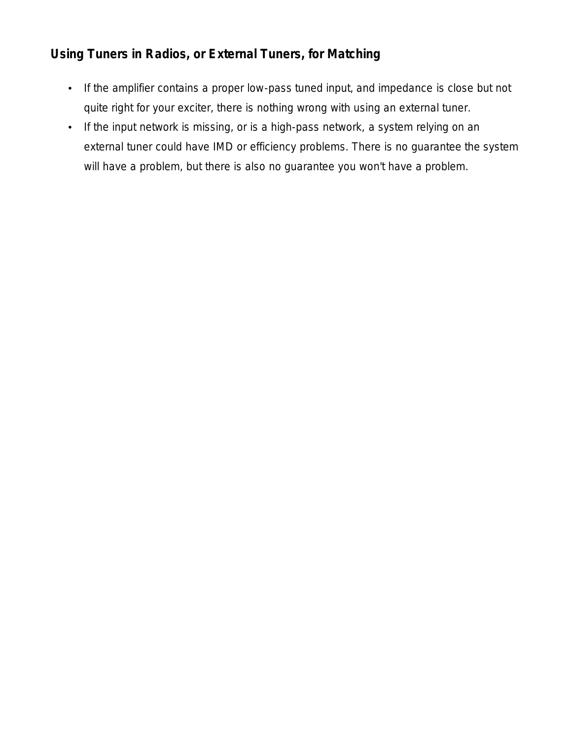### Using Tuners in Radios, or External Tuners, for Matching

- If the amplifier contains a proper low-pass tuned input, and impedance is close but not quite right for your exciter, there is nothing wrong with using an external tuner.
- If the input network is missing, or is a high-pass network, a system relying on an external tuner could have IMD or efficiency problems. There is no guarantee the system will have a problem, but there is also no guarantee you won't have a problem.